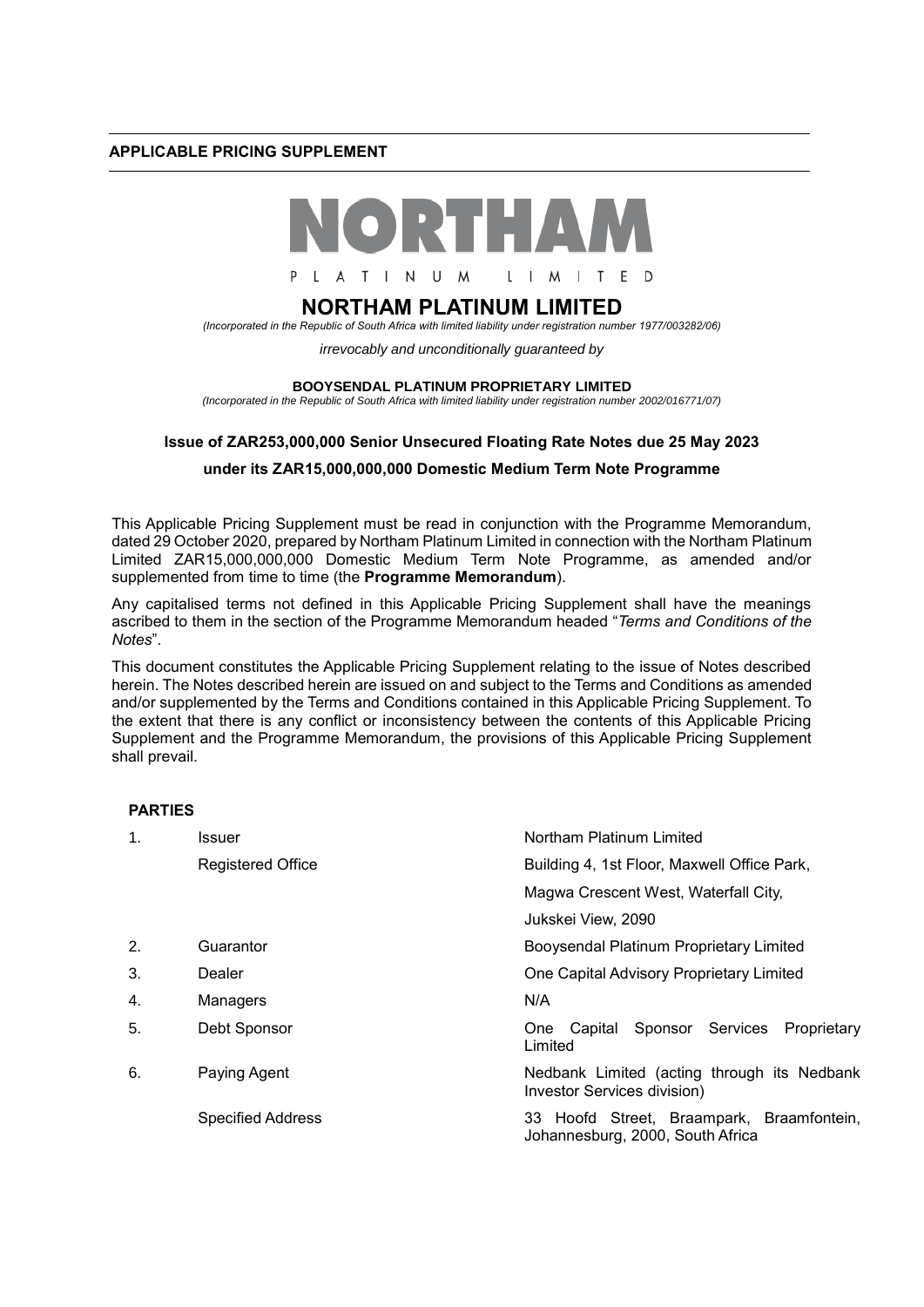**APPLICABLE PRICING SUPPLEMENT**

NORTHAM

PLATINUM LIMITED

# NORTHAM PLATINUM LIMITED

*(Incorporated in the Republic of South Africa with limited liability under registration number 1977/003282/06)*

*irrevocably and unconditionally guaranteed by*

**BOOYSENDAL PLATINUM PROPRIETARY LIMITED**

*(Incorporated in the Republic of South Africa with limited liability under registration number 2002/016771/07)*

**Issue of ZAR253,000,000 Senior Unsecured Floating Rate Notes due 25 May 2023**

**under its ZAR15,000,000,000 Domestic Medium Term Note Programme**

This Applicable Pricing Supplement must be read in conjunction with the Programme Memorandum, dated 29 October 2020, prepared by Northam Platinum Limited in connection with the Northam Platinum Limited ZAR15,000,000,000 Domestic Medium Term Note Programme, as amended and/or supplemented from time to time (the **Programme Memorandum**).

Any capitalised terms not defined in this Applicable Pricing Supplement shall have the meanings ascribed to them in the section of the Programme Memorandum headed "*Terms and Conditions of the Notes*".

This document constitutes the Applicable Pricing Supplement relating to the issue of Notes described herein. The Notes described herein are issued on and subject to the Terms and Conditions as amended and/or supplemented by the Terms and Conditions contained in this Applicable Pricing Supplement. To the extent that there is any conflict or inconsistency between the contents of this Applicable Pricing Supplement and the Programme Memorandum, the provisions of this Applicable Pricing Supplement shall prevail.

**PARTIES**

| | | |
|---|---|---|
| 1. | Issuer | Northam Platinum Limited |
| | Registered Office | Building 4, 1st Floor, Maxwell Office Park, Magwa Crescent West, Waterfall City, Jukskei View, 2090 |
| 2. | Guarantor | Booysendal Platinum Proprietary Limited |
| 3. | Dealer | One Capital Advisory Proprietary Limited |
| 4. | Managers | N/A |
| 5. | Debt Sponsor | One Capital Sponsor Services Proprietary Limited |
| 6. | Paying Agent | Nedbank Limited (acting through its Nedbank Investor Services division) |
| | Specified Address | 33 Hoofd Street, Braampark, Braamfontein, Johannesburg, 2000, South Africa |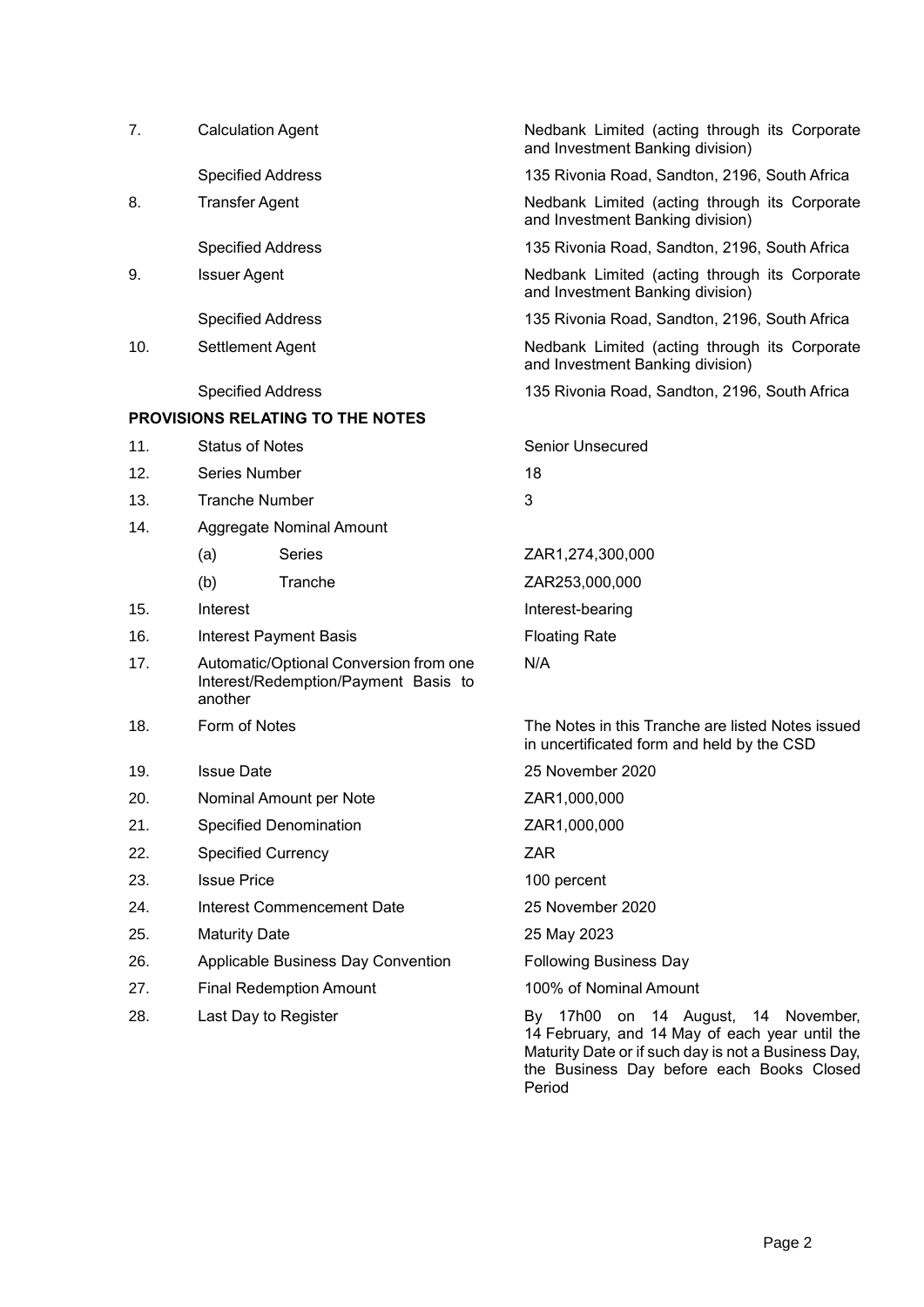| | | |
|---|---|---|
| 7. | Calculation Agent | Nedbank Limited (acting through its Corporate and Investment Banking division) |
| | Specified Address | 135 Rivonia Road, Sandton, 2196, South Africa |
| 8. | Transfer Agent | Nedbank Limited (acting through its Corporate and Investment Banking division) |
| | Specified Address | 135 Rivonia Road, Sandton, 2196, South Africa |
| 9. | Issuer Agent | Nedbank Limited (acting through its Corporate and Investment Banking division) |
| | Specified Address | 135 Rivonia Road, Sandton, 2196, South Africa |
| 10. | Settlement Agent | Nedbank Limited (acting through its Corporate and Investment Banking division) |
| | Specified Address | 135 Rivonia Road, Sandton, 2196, South Africa |

**PROVISIONS RELATING TO THE NOTES**

| | | |
|---|---|---|
| 11. | Status of Notes | Senior Unsecured |
| 12. | Series Number | 18 |
| 13. | Tranche Number | 3 |
| 14. | Aggregate Nominal Amount | |
| | (a) Series | ZAR1,274,300,000 |
| | (b) Tranche | ZAR253,000,000 |
| 15. | Interest | Interest-bearing |
| 16. | Interest Payment Basis | Floating Rate |
| 17. | Automatic/Optional Conversion from one Interest/Redemption/Payment Basis to another | N/A |
| 18. | Form of Notes | The Notes in this Tranche are listed Notes issued in uncertificated form and held by the CSD |
| 19. | Issue Date | 25 November 2020 |
| 20. | Nominal Amount per Note | ZAR1,000,000 |
| 21. | Specified Denomination | ZAR1,000,000 |
| 22. | Specified Currency | ZAR |
| 23. | Issue Price | 100 percent |
| 24. | Interest Commencement Date | 25 November 2020 |
| 25. | Maturity Date | 25 May 2023 |
| 26. | Applicable Business Day Convention | Following Business Day |
| 27. | Final Redemption Amount | 100% of Nominal Amount |
| 28. | Last Day to Register | By 17h00 on 14 August, 14 November, 14 February, and 14 May of each year until the Maturity Date or if such day is not a Business Day, the Business Day before each Books Closed Period |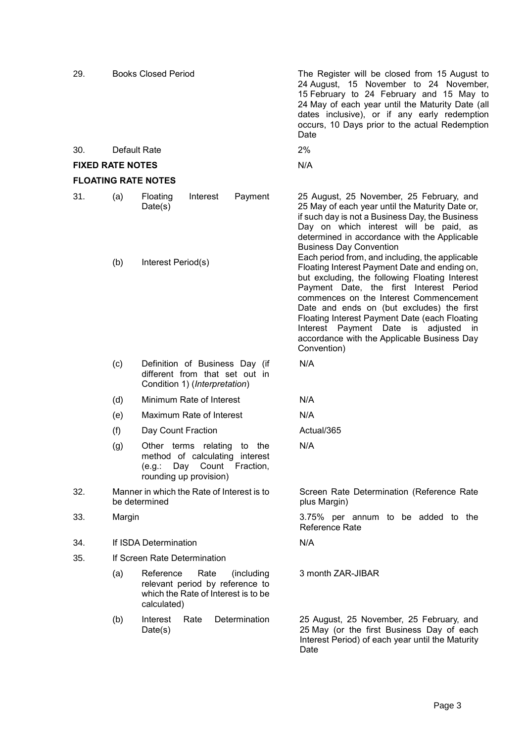| | | | |
|---|---|---|---|
| 29. | | Books Closed Period | The Register will be closed from 15 August to 24 August, 15 November to 24 November, 15 February to 24 February and 15 May to 24 May of each year until the Maturity Date (all dates inclusive), or if any early redemption occurs, 10 Days prior to the actual Redemption Date |
| 30. | | Default Rate | 2% |
| **FIXED RATE NOTES** | | | N/A |
| **FLOATING RATE NOTES** | | | |
| 31. | (a) | Floating Interest Payment Date(s) | 25 August, 25 November, 25 February, and 25 May of each year until the Maturity Date or, if such day is not a Business Day, the Business Day on which interest will be paid, as determined in accordance with the Applicable Business Day Convention |
| | (b) | Interest Period(s) | Each period from, and including, the applicable Floating Interest Payment Date and ending on, but excluding, the following Floating Interest Payment Date, the first Interest Period commences on the Interest Commencement Date and ends on (but excludes) the first Floating Interest Payment Date (each Floating Interest Payment Date is adjusted in accordance with the Applicable Business Day Convention) |
| | (c) | Definition of Business Day (if different from that set out in Condition 1) (*Interpretation*) | N/A |
| | (d) | Minimum Rate of Interest | N/A |
| | (e) | Maximum Rate of Interest | N/A |
| | (f) | Day Count Fraction | Actual/365 |
| | (g) | Other terms relating to the method of calculating interest (e.g.: Day Count Fraction, rounding up provision) | N/A |
| 32. | | Manner in which the Rate of Interest is to be determined | Screen Rate Determination (Reference Rate plus Margin) |
| 33. | | Margin | 3.75% per annum to be added to the Reference Rate |
| 34. | | If ISDA Determination | N/A |
| 35. | | If Screen Rate Determination | |
| | (a) | Reference Rate (including relevant period by reference to which the Rate of Interest is to be calculated) | 3 month ZAR-JIBAR |
| | (b) | Interest Rate Determination Date(s) | 25 August, 25 November, 25 February, and 25 May (or the first Business Day of each Interest Period) of each year until the Maturity Date |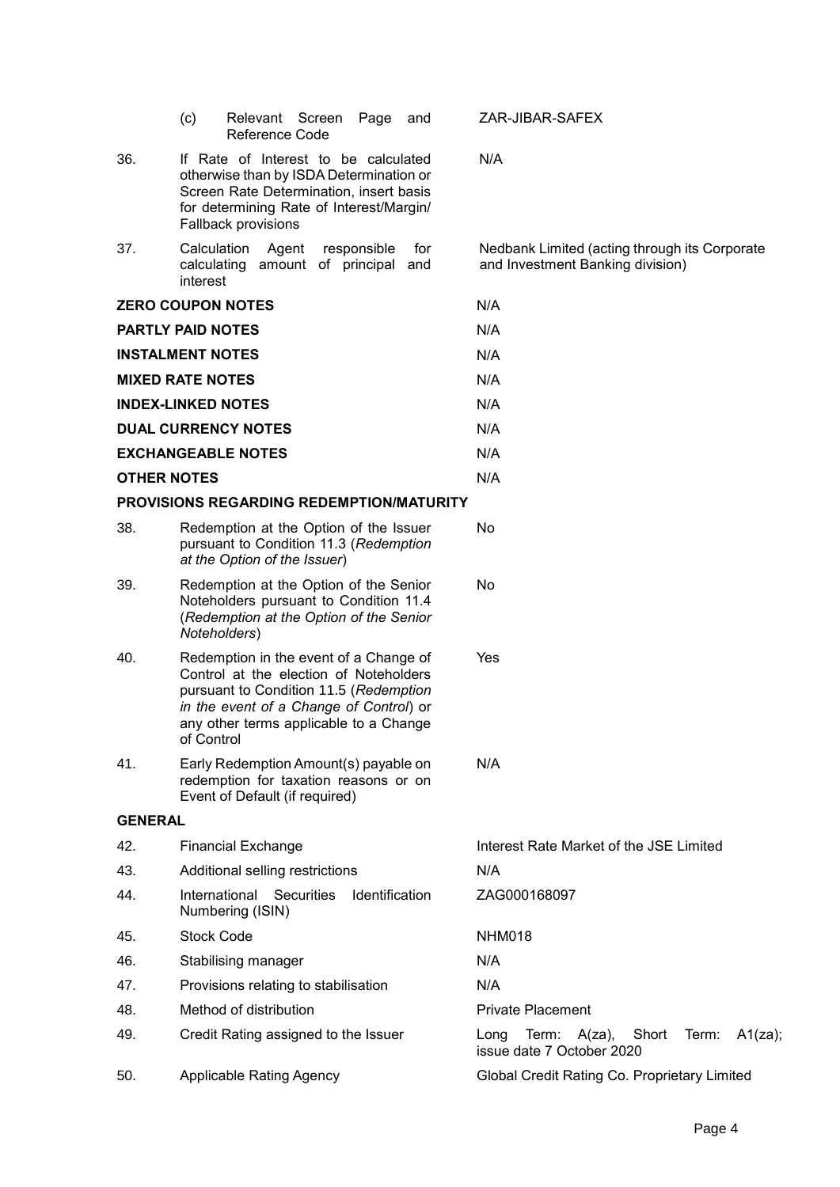| | | |
|---|---|---|
| | (c) Relevant Screen Page and Reference Code | ZAR-JIBAR-SAFEX |
| 36. | If Rate of Interest to be calculated otherwise than by ISDA Determination or Screen Rate Determination, insert basis for determining Rate of Interest/Margin/ Fallback provisions | N/A |
| 37. | Calculation Agent responsible for calculating amount of principal and interest | Nedbank Limited (acting through its Corporate and Investment Banking division) |
| **ZERO COUPON NOTES** | | N/A |
| **PARTLY PAID NOTES** | | N/A |
| **INSTALMENT NOTES** | | N/A |
| **MIXED RATE NOTES** | | N/A |
| **INDEX-LINKED NOTES** | | N/A |
| **DUAL CURRENCY NOTES** | | N/A |
| **EXCHANGEABLE NOTES** | | N/A |
| **OTHER NOTES** | | N/A |
| **PROVISIONS REGARDING REDEMPTION/MATURITY** | | |
| 38. | Redemption at the Option of the Issuer pursuant to Condition 11.3 (*Redemption at the Option of the Issuer*) | No |
| 39. | Redemption at the Option of the Senior Noteholders pursuant to Condition 11.4 (*Redemption at the Option of the Senior Noteholders*) | No |
| 40. | Redemption in the event of a Change of Control at the election of Noteholders pursuant to Condition 11.5 (*Redemption in the event of a Change of Control*) or any other terms applicable to a Change of Control | Yes |
| 41. | Early Redemption Amount(s) payable on redemption for taxation reasons or on Event of Default (if required) | N/A |
| **GENERAL** | | |
| 42. | Financial Exchange | Interest Rate Market of the JSE Limited |
| 43. | Additional selling restrictions | N/A |
| 44. | International Securities Identification Numbering (ISIN) | ZAG000168097 |
| 45. | Stock Code | NHM018 |
| 46. | Stabilising manager | N/A |
| 47. | Provisions relating to stabilisation | N/A |
| 48. | Method of distribution | Private Placement |
| 49. | Credit Rating assigned to the Issuer | Long Term: A(za), Short Term: A1(za); issue date 7 October 2020 |
| 50. | Applicable Rating Agency | Global Credit Rating Co. Proprietary Limited |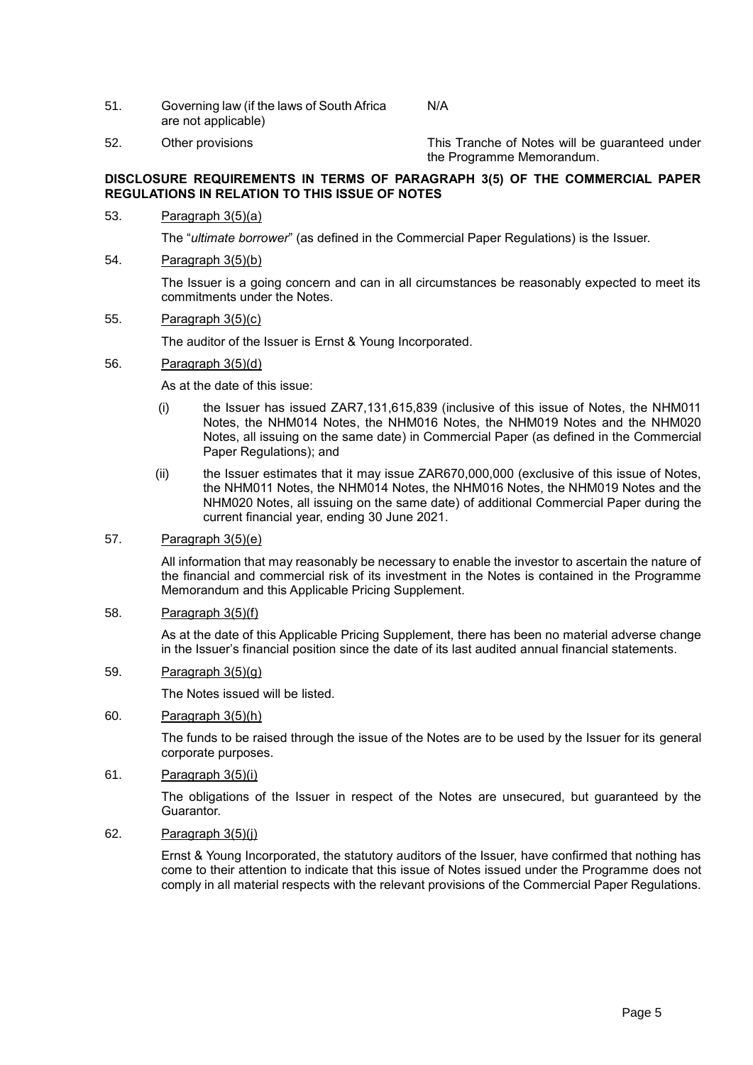| | | |
|---|---|---|
| 51. | Governing law (if the laws of South Africa are not applicable) | N/A |
| 52. | Other provisions | This Tranche of Notes will be guaranteed under the Programme Memorandum. |

**DISCLOSURE REQUIREMENTS IN TERMS OF PARAGRAPH 3(5) OF THE COMMERCIAL PAPER REGULATIONS IN RELATION TO THIS ISSUE OF NOTES**

53. Paragraph 3(5)(a)

    The "*ultimate borrower*" (as defined in the Commercial Paper Regulations) is the Issuer.

54. Paragraph 3(5)(b)

    The Issuer is a going concern and can in all circumstances be reasonably expected to meet its commitments under the Notes.

55. Paragraph 3(5)(c)

    The auditor of the Issuer is Ernst & Young Incorporated.

56. Paragraph 3(5)(d)

    As at the date of this issue:

    (i) the Issuer has issued ZAR7,131,615,839 (inclusive of this issue of Notes, the NHM011 Notes, the NHM014 Notes, the NHM016 Notes, the NHM019 Notes and the NHM020 Notes, all issuing on the same date) in Commercial Paper (as defined in the Commercial Paper Regulations); and

    (ii) the Issuer estimates that it may issue ZAR670,000,000 (exclusive of this issue of Notes, the NHM011 Notes, the NHM014 Notes, the NHM016 Notes, the NHM019 Notes and the NHM020 Notes, all issuing on the same date) of additional Commercial Paper during the current financial year, ending 30 June 2021.

57. Paragraph 3(5)(e)

    All information that may reasonably be necessary to enable the investor to ascertain the nature of the financial and commercial risk of its investment in the Notes is contained in the Programme Memorandum and this Applicable Pricing Supplement.

58. Paragraph 3(5)(f)

    As at the date of this Applicable Pricing Supplement, there has been no material adverse change in the Issuer's financial position since the date of its last audited annual financial statements.

59. Paragraph 3(5)(g)

    The Notes issued will be listed.

60. Paragraph 3(5)(h)

    The funds to be raised through the issue of the Notes are to be used by the Issuer for its general corporate purposes.

61. Paragraph 3(5)(i)

    The obligations of the Issuer in respect of the Notes are unsecured, but guaranteed by the Guarantor.

62. Paragraph 3(5)(j)

    Ernst & Young Incorporated, the statutory auditors of the Issuer, have confirmed that nothing has come to their attention to indicate that this issue of Notes issued under the Programme does not comply in all material respects with the relevant provisions of the Commercial Paper Regulations.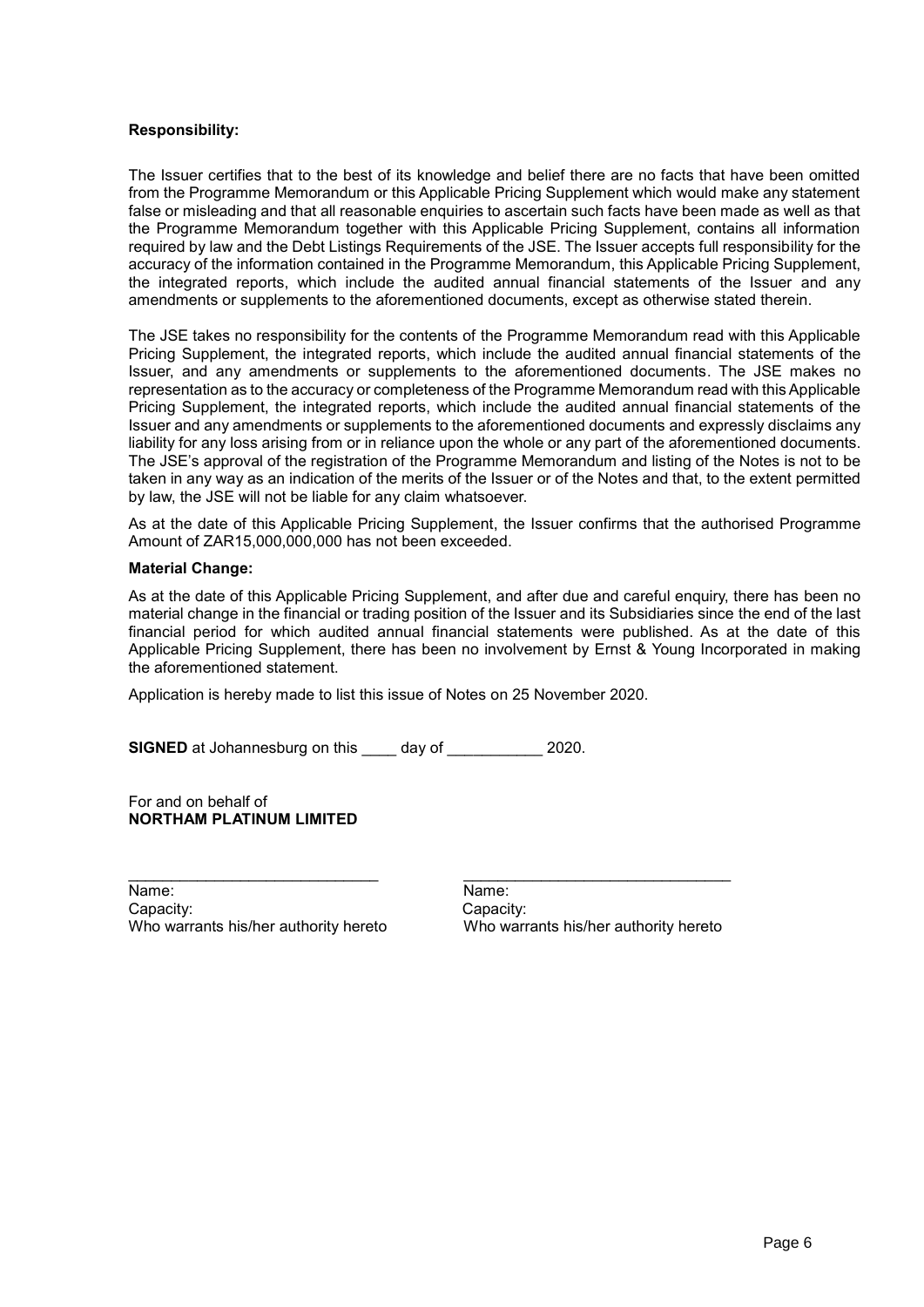**Responsibility:**

The Issuer certifies that to the best of its knowledge and belief there are no facts that have been omitted from the Programme Memorandum or this Applicable Pricing Supplement which would make any statement false or misleading and that all reasonable enquiries to ascertain such facts have been made as well as that the Programme Memorandum together with this Applicable Pricing Supplement, contains all information required by law and the Debt Listings Requirements of the JSE. The Issuer accepts full responsibility for the accuracy of the information contained in the Programme Memorandum, this Applicable Pricing Supplement, the integrated reports, which include the audited annual financial statements of the Issuer and any amendments or supplements to the aforementioned documents, except as otherwise stated therein.

The JSE takes no responsibility for the contents of the Programme Memorandum read with this Applicable Pricing Supplement, the integrated reports, which include the audited annual financial statements of the Issuer, and any amendments or supplements to the aforementioned documents. The JSE makes no representation as to the accuracy or completeness of the Programme Memorandum read with this Applicable Pricing Supplement, the integrated reports, which include the audited annual financial statements of the Issuer and any amendments or supplements to the aforementioned documents and expressly disclaims any liability for any loss arising from or in reliance upon the whole or any part of the aforementioned documents. The JSE's approval of the registration of the Programme Memorandum and listing of the Notes is not to be taken in any way as an indication of the merits of the Issuer or of the Notes and that, to the extent permitted by law, the JSE will not be liable for any claim whatsoever.

As at the date of this Applicable Pricing Supplement, the Issuer confirms that the authorised Programme Amount of ZAR15,000,000,000 has not been exceeded.

**Material Change:**

As at the date of this Applicable Pricing Supplement, and after due and careful enquiry, there has been no material change in the financial or trading position of the Issuer and its Subsidiaries since the end of the last financial period for which audited annual financial statements were published. As at the date of this Applicable Pricing Supplement, there has been no involvement by Ernst & Young Incorporated in making the aforementioned statement.

Application is hereby made to list this issue of Notes on 25 November 2020.

**SIGNED** at Johannesburg on this ____ day of ___________ 2020.

For and on behalf of
**NORTHAM PLATINUM LIMITED**

_____________________________
Name:
Capacity:
Who warrants his/her authority hereto

_____________________________
Name:
Capacity:
Who warrants his/her authority hereto